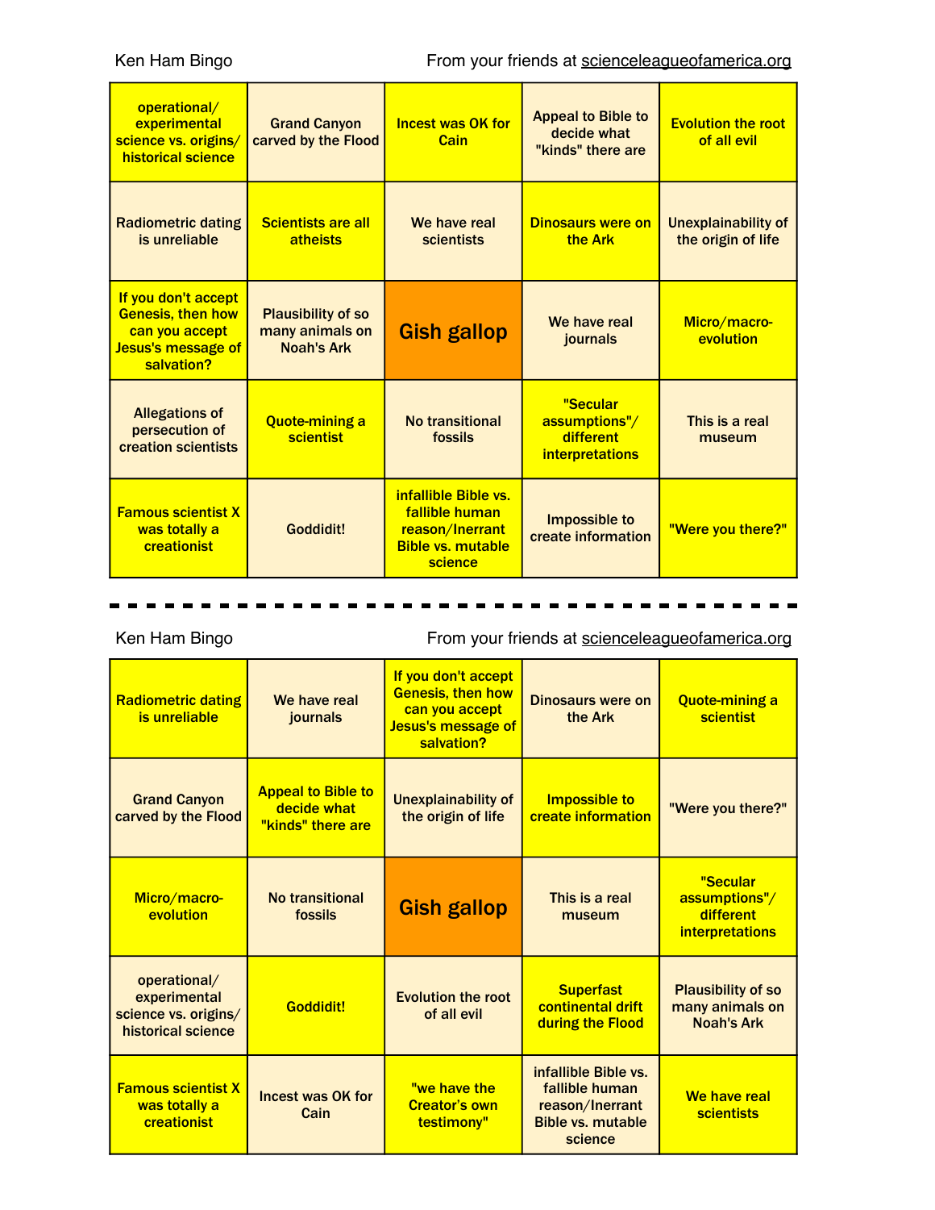Ken Ham Bingo

From your friends at scienceleagueofamerica.org

| | | | | |
|---|---|---|---|---|
| operational/ experimental science vs. origins/ historical science | Grand Canyon carved by the Flood | Incest was OK for Cain | Appeal to Bible to decide what "kinds" there are | Evolution the root of all evil |
| Radiometric dating is unreliable | Scientists are all atheists | We have real scientists | Dinosaurs were on the Ark | Unexplainability of the origin of life |
| If you don't accept Genesis, then how can you accept Jesus's message of salvation? | Plausibility of so many animals on Noah's Ark | **Gish gallop** | We have real journals | Micro/macro-evolution |
| Allegations of persecution of creation scientists | Quote-mining a scientist | No transitional fossils | "Secular assumptions"/ different interpretations | This is a real museum |
| Famous scientist X was totally a creationist | Goddidit! | infallible Bible vs. fallible human reason/Inerrant Bible vs. mutable science | Impossible to create information | "Were you there?" |

---

Ken Ham Bingo

From your friends at scienceleagueofamerica.org

| | | | | |
|---|---|---|---|---|
| Radiometric dating is unreliable | We have real journals | If you don't accept Genesis, then how can you accept Jesus's message of salvation? | Dinosaurs were on the Ark | Quote-mining a scientist |
| Grand Canyon carved by the Flood | Appeal to Bible to decide what "kinds" there are | Unexplainability of the origin of life | Impossible to create information | "Were you there?" |
| Micro/macro-evolution | No transitional fossils | **Gish gallop** | This is a real museum | "Secular assumptions"/ different interpretations |
| operational/ experimental science vs. origins/ historical science | Goddidit! | Evolution the root of all evil | Superfast continental drift during the Flood | Plausibility of so many animals on Noah's Ark |
| Famous scientist X was totally a creationist | Incest was OK for Cain | "we have the Creator's own testimony" | infallible Bible vs. fallible human reason/Inerrant Bible vs. mutable science | We have real scientists |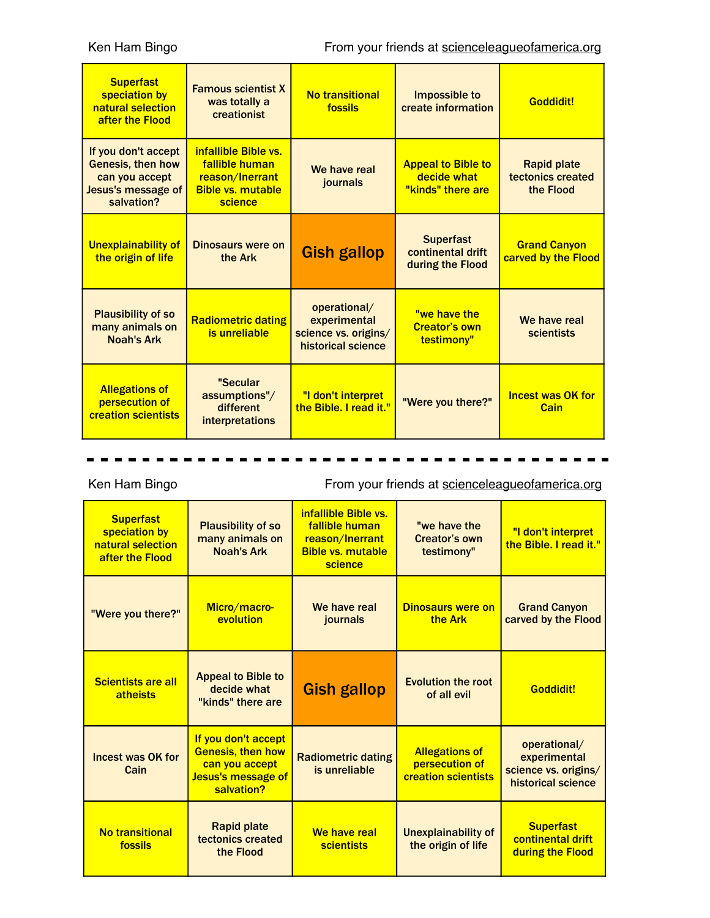Ken Ham Bingo

From your friends at scienceleagueofamerica.org

| | | | | |
|---|---|---|---|---|
| Superfast speciation by natural selection after the Flood | Famous scientist X was totally a creationist | No transitional fossils | Impossible to create information | Goddidit! |
| If you don't accept Genesis, then how can you accept Jesus's message of salvation? | infallible Bible vs. fallible human reason/Inerrant Bible vs. mutable science | We have real journals | Appeal to Bible to decide what "kinds" there are | Rapid plate tectonics created the Flood |
| Unexplainability of the origin of life | Dinosaurs were on the Ark | **Gish gallop** | Superfast continental drift during the Flood | Grand Canyon carved by the Flood |
| Plausibility of so many animals on Noah's Ark | Radiometric dating is unreliable | operational/ experimental science vs. origins/ historical science | "we have the Creator's own testimony" | We have real scientists |
| Allegations of persecution of creation scientists | "Secular assumptions"/ different interpretations | "I don't interpret the Bible. I read it." | "Were you there?" | Incest was OK for Cain |

---

Ken Ham Bingo

From your friends at scienceleagueofamerica.org

| | | | | |
|---|---|---|---|---|
| Superfast speciation by natural selection after the Flood | Plausibility of so many animals on Noah's Ark | infallible Bible vs. fallible human reason/Inerrant Bible vs. mutable science | "we have the Creator's own testimony" | "I don't interpret the Bible. I read it." |
| "Were you there?" | Micro/macro-evolution | We have real journals | Dinosaurs were on the Ark | Grand Canyon carved by the Flood |
| Scientists are all atheists | Appeal to Bible to decide what "kinds" there are | **Gish gallop** | Evolution the root of all evil | Goddidit! |
| Incest was OK for Cain | If you don't accept Genesis, then how can you accept Jesus's message of salvation? | Radiometric dating is unreliable | Allegations of persecution of creation scientists | operational/ experimental science vs. origins/ historical science |
| No transitional fossils | Rapid plate tectonics created the Flood | We have real scientists | Unexplainability of the origin of life | Superfast continental drift during the Flood |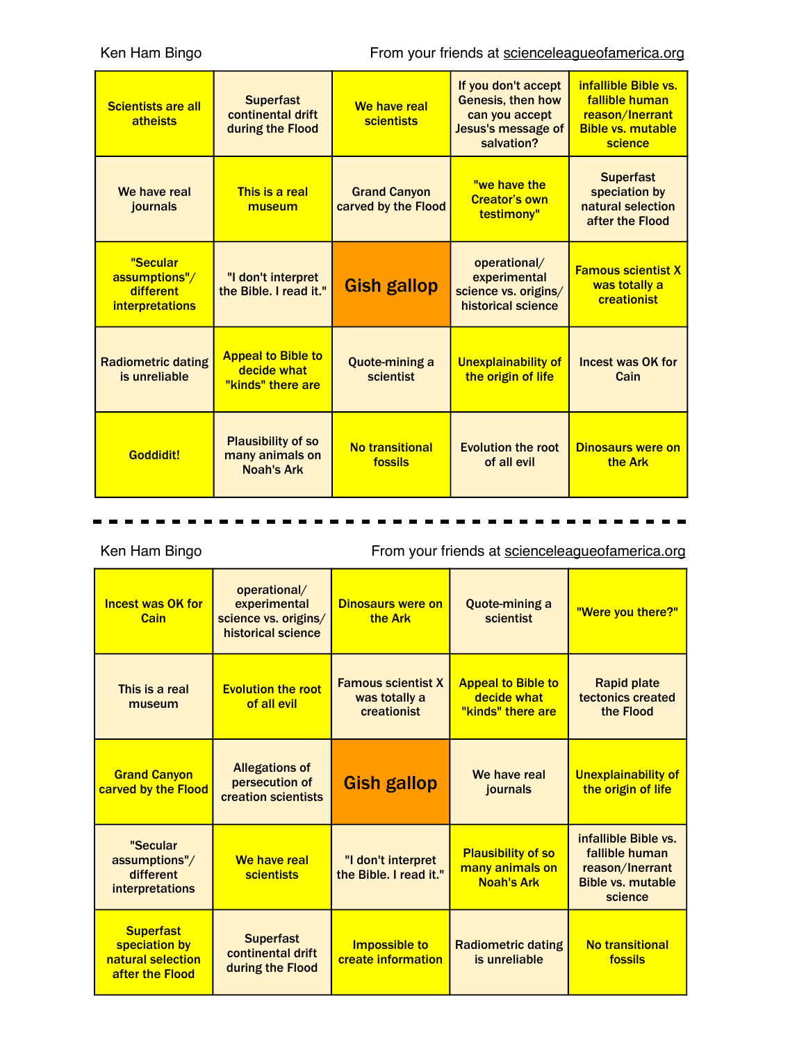Ken Ham Bingo

From your friends at scienceleagueofamerica.org

| | | | | |
|---|---|---|---|---|
| Scientists are all atheists | Superfast continental drift during the Flood | We have real scientists | If you don't accept Genesis, then how can you accept Jesus's message of salvation? | infallible Bible vs. fallible human reason/Inerrant Bible vs. mutable science |
| We have real journals | This is a real museum | Grand Canyon carved by the Flood | "we have the Creator's own testimony" | Superfast speciation by natural selection after the Flood |
| "Secular assumptions"/ different interpretations | "I don't interpret the Bible. I read it." | **Gish gallop** | operational/ experimental science vs. origins/ historical science | Famous scientist X was totally a creationist |
| Radiometric dating is unreliable | Appeal to Bible to decide what "kinds" there are | Quote-mining a scientist | Unexplainability of the origin of life | Incest was OK for Cain |
| Goddidit! | Plausibility of so many animals on Noah's Ark | No transitional fossils | Evolution the root of all evil | Dinosaurs were on the Ark |

---

Ken Ham Bingo

From your friends at scienceleagueofamerica.org

| | | | | |
|---|---|---|---|---|
| Incest was OK for Cain | operational/ experimental science vs. origins/ historical science | Dinosaurs were on the Ark | Quote-mining a scientist | "Were you there?" |
| This is a real museum | Evolution the root of all evil | Famous scientist X was totally a creationist | Appeal to Bible to decide what "kinds" there are | Rapid plate tectonics created the Flood |
| Grand Canyon carved by the Flood | Allegations of persecution of creation scientists | **Gish gallop** | We have real journals | Unexplainability of the origin of life |
| "Secular assumptions"/ different interpretations | We have real scientists | "I don't interpret the Bible. I read it." | Plausibility of so many animals on Noah's Ark | infallible Bible vs. fallible human reason/Inerrant Bible vs. mutable science |
| Superfast speciation by natural selection after the Flood | Superfast continental drift during the Flood | Impossible to create information | Radiometric dating is unreliable | No transitional fossils |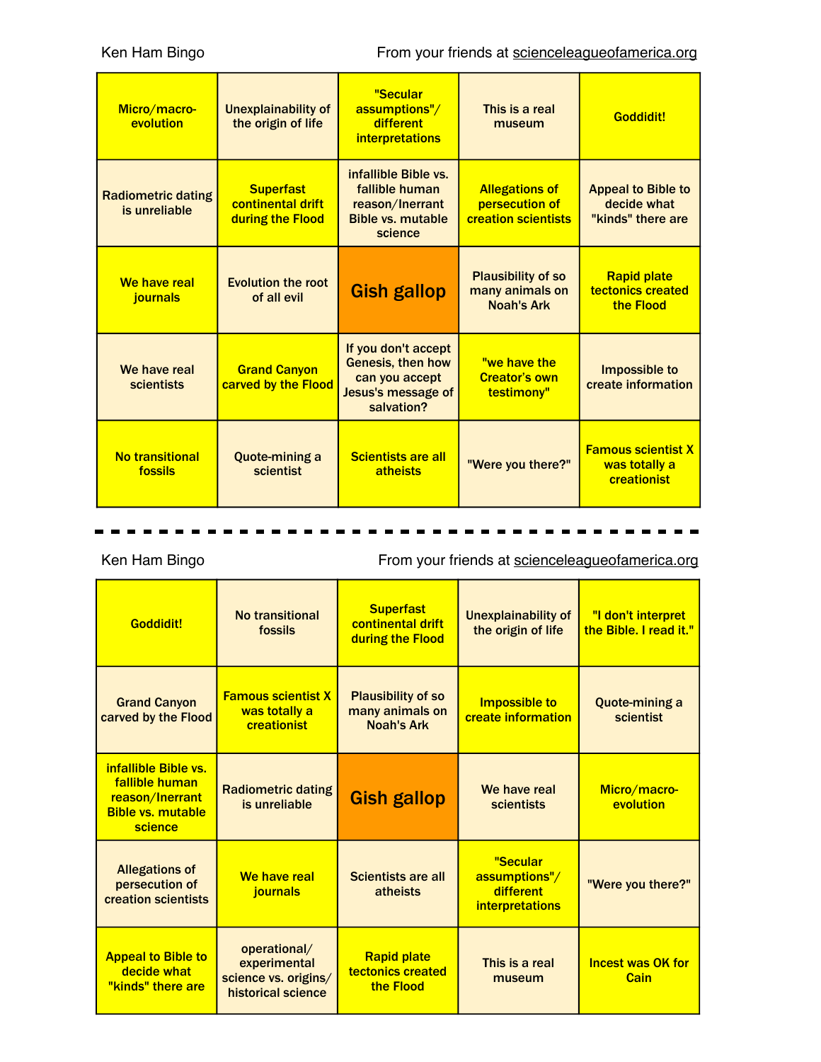Ken Ham Bingo

From your friends at scienceleagueofamerica.org

| | | | | |
|---|---|---|---|---|
| Micro/macro-evolution | Unexplainability of the origin of life | "Secular assumptions"/ different interpretations | This is a real museum | Goddidit! |
| Radiometric dating is unreliable | Superfast continental drift during the Flood | infallible Bible vs. fallible human reason/Inerrant Bible vs. mutable science | Allegations of persecution of creation scientists | Appeal to Bible to decide what "kinds" there are |
| We have real journals | Evolution the root of all evil | **Gish gallop** | Plausibility of so many animals on Noah's Ark | Rapid plate tectonics created the Flood |
| We have real scientists | Grand Canyon carved by the Flood | If you don't accept Genesis, then how can you accept Jesus's message of salvation? | "we have the Creator's own testimony" | Impossible to create information |
| No transitional fossils | Quote-mining a scientist | Scientists are all atheists | "Were you there?" | Famous scientist X was totally a creationist |

---

Ken Ham Bingo

From your friends at scienceleagueofamerica.org

| | | | | |
|---|---|---|---|---|
| Goddidit! | No transitional fossils | Superfast continental drift during the Flood | Unexplainability of the origin of life | "I don't interpret the Bible. I read it." |
| Grand Canyon carved by the Flood | Famous scientist X was totally a creationist | Plausibility of so many animals on Noah's Ark | Impossible to create information | Quote-mining a scientist |
| infallible Bible vs. fallible human reason/Inerrant Bible vs. mutable science | Radiometric dating is unreliable | **Gish gallop** | We have real scientists | Micro/macro-evolution |
| Allegations of persecution of creation scientists | We have real journals | Scientists are all atheists | "Secular assumptions"/ different interpretations | "Were you there?" |
| Appeal to Bible to decide what "kinds" there are | operational/ experimental science vs. origins/ historical science | Rapid plate tectonics created the Flood | This is a real museum | Incest was OK for Cain |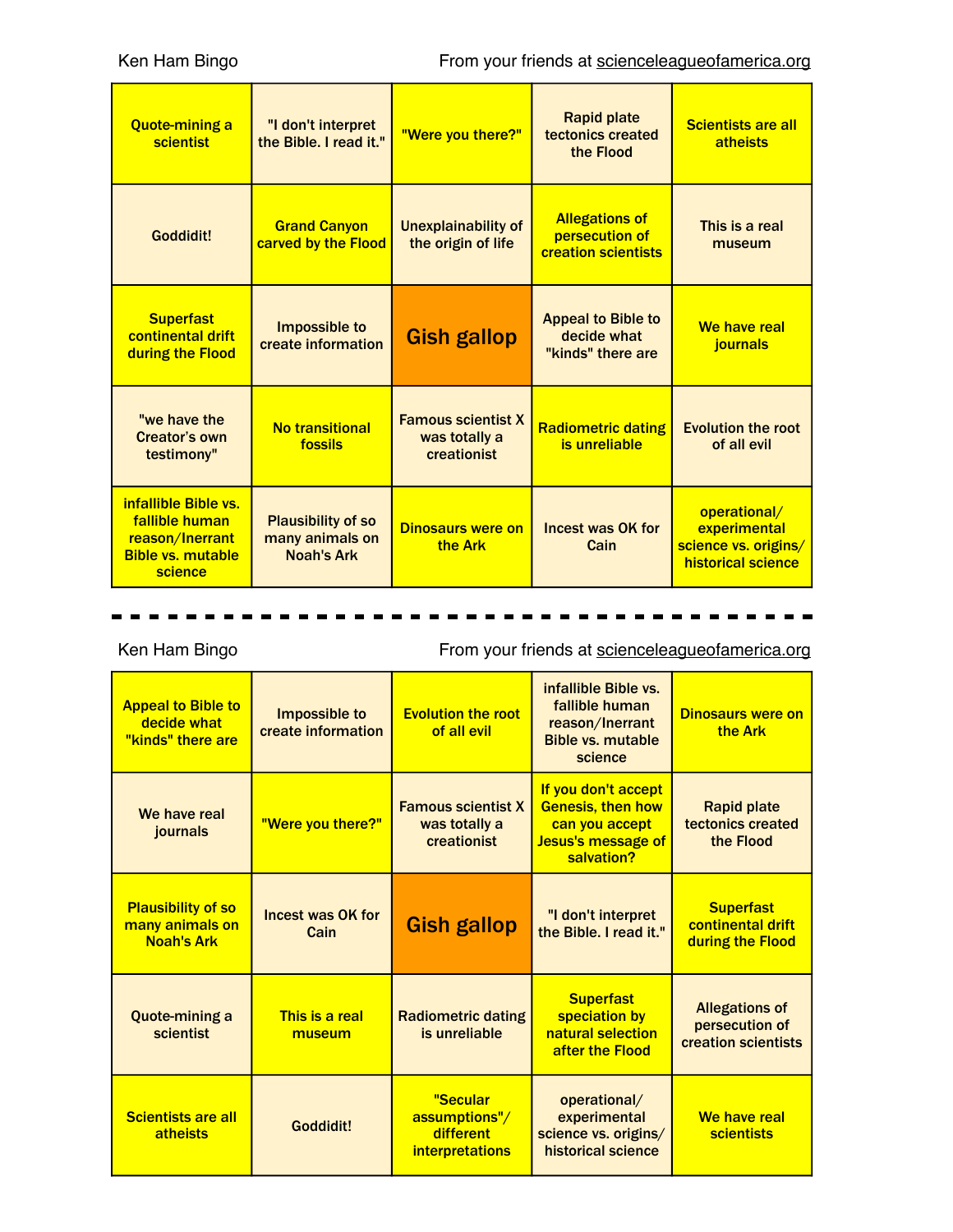Ken Ham Bingo

From your friends at scienceleagueofamerica.org

| | | | | |
|---|---|---|---|---|
| Quote-mining a scientist | "I don't interpret the Bible. I read it." | "Were you there?" | Rapid plate tectonics created the Flood | Scientists are all atheists |
| Goddidit! | Grand Canyon carved by the Flood | Unexplainability of the origin of life | Allegations of persecution of creation scientists | This is a real museum |
| Superfast continental drift during the Flood | Impossible to create information | **Gish gallop** | Appeal to Bible to decide what "kinds" there are | We have real journals |
| "we have the Creator's own testimony" | No transitional fossils | Famous scientist X was totally a creationist | Radiometric dating is unreliable | Evolution the root of all evil |
| infallible Bible vs. fallible human reason/Inerrant Bible vs. mutable science | Plausibility of so many animals on Noah's Ark | Dinosaurs were on the Ark | Incest was OK for Cain | operational/ experimental science vs. origins/ historical science |

---

Ken Ham Bingo

From your friends at scienceleagueofamerica.org

| | | | | |
|---|---|---|---|---|
| Appeal to Bible to decide what "kinds" there are | Impossible to create information | Evolution the root of all evil | infallible Bible vs. fallible human reason/Inerrant Bible vs. mutable science | Dinosaurs were on the Ark |
| We have real journals | "Were you there?" | Famous scientist X was totally a creationist | If you don't accept Genesis, then how can you accept Jesus's message of salvation? | Rapid plate tectonics created the Flood |
| Plausibility of so many animals on Noah's Ark | Incest was OK for Cain | **Gish gallop** | "I don't interpret the Bible. I read it." | Superfast continental drift during the Flood |
| Quote-mining a scientist | This is a real museum | Radiometric dating is unreliable | Superfast speciation by natural selection after the Flood | Allegations of persecution of creation scientists |
| Scientists are all atheists | Goddidit! | "Secular assumptions"/ different interpretations | operational/ experimental science vs. origins/ historical science | We have real scientists |